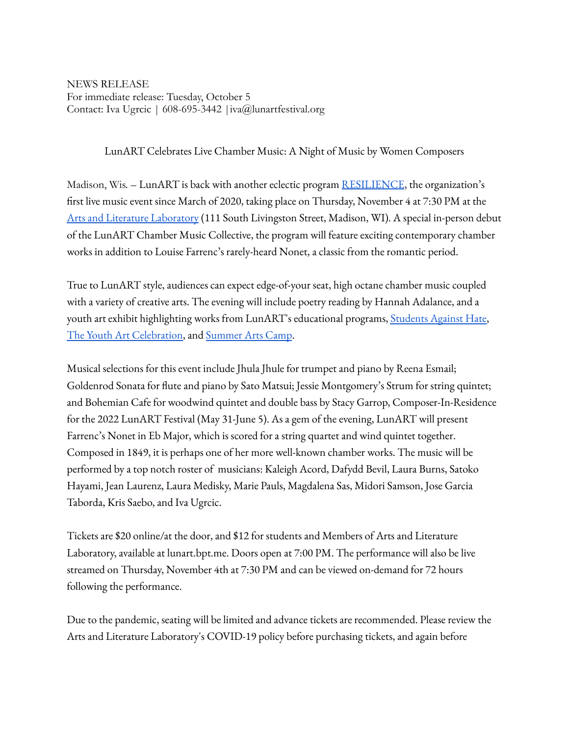NEWS RELEASE
For immediate release: Tuesday, October 5
Contact: Iva Ugrcic | 608-695-3442 | iva@lunartfestival.org

LunART Celebrates Live Chamber Music: A Night of Music by Women Composers

Madison, Wis. – LunART is back with another eclectic program RESILIENCE, the organization's first live music event since March of 2020, taking place on Thursday, November 4 at 7:30 PM at the Arts and Literature Laboratory (111 South Livingston Street, Madison, WI). A special in-person debut of the LunART Chamber Music Collective, the program will feature exciting contemporary chamber works in addition to Louise Farrenc's rarely-heard Nonet, a classic from the romantic period.

True to LunART style, audiences can expect edge-of-your seat, high octane chamber music coupled with a variety of creative arts. The evening will include poetry reading by Hannah Adalance, and a youth art exhibit highlighting works from LunART's educational programs, Students Against Hate, The Youth Art Celebration, and Summer Arts Camp.

Musical selections for this event include Jhula Jhule for trumpet and piano by Reena Esmail; Goldenrod Sonata for flute and piano by Sato Matsui; Jessie Montgomery's Strum for string quintet; and Bohemian Cafe for woodwind quintet and double bass by Stacy Garrop, Composer-In-Residence for the 2022 LunART Festival (May 31-June 5). As a gem of the evening, LunART will present Farrenc's Nonet in Eb Major, which is scored for a string quartet and wind quintet together. Composed in 1849, it is perhaps one of her more well-known chamber works. The music will be performed by a top notch roster of musicians: Kaleigh Acord, Dafydd Bevil, Laura Burns, Satoko Hayami, Jean Laurenz, Laura Medisky, Marie Pauls, Magdalena Sas, Midori Samson, Jose Garcia Taborda, Kris Saebo, and Iva Ugrcic.

Tickets are $20 online/at the door, and $12 for students and Members of Arts and Literature Laboratory, available at lunart.bpt.me. Doors open at 7:00 PM. The performance will also be live streamed on Thursday, November 4th at 7:30 PM and can be viewed on-demand for 72 hours following the performance.

Due to the pandemic, seating will be limited and advance tickets are recommended. Please review the Arts and Literature Laboratory's COVID-19 policy before purchasing tickets, and again before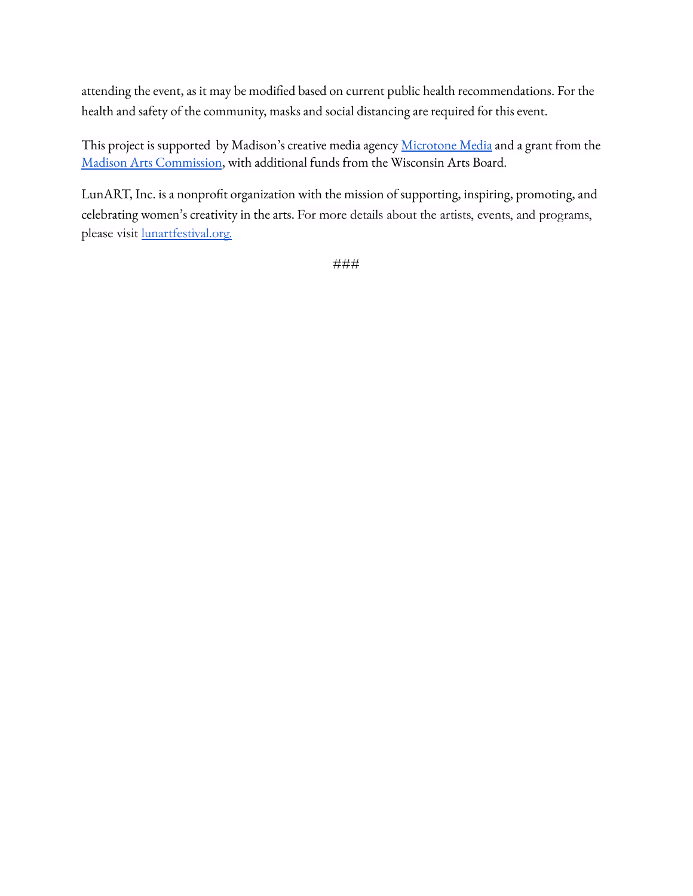attending the event, as it may be modified based on current public health recommendations. For the health and safety of the community, masks and social distancing are required for this event.

This project is supported by Madison's creative media agency [Microtone Media](#) and a grant from the [Madison Arts Commission](#), with additional funds from the Wisconsin Arts Board.

LunART, Inc. is a nonprofit organization with the mission of supporting, inspiring, promoting, and celebrating women's creativity in the arts. For more details about the artists, events, and programs, please visit [lunartfestival.org.](#)

###